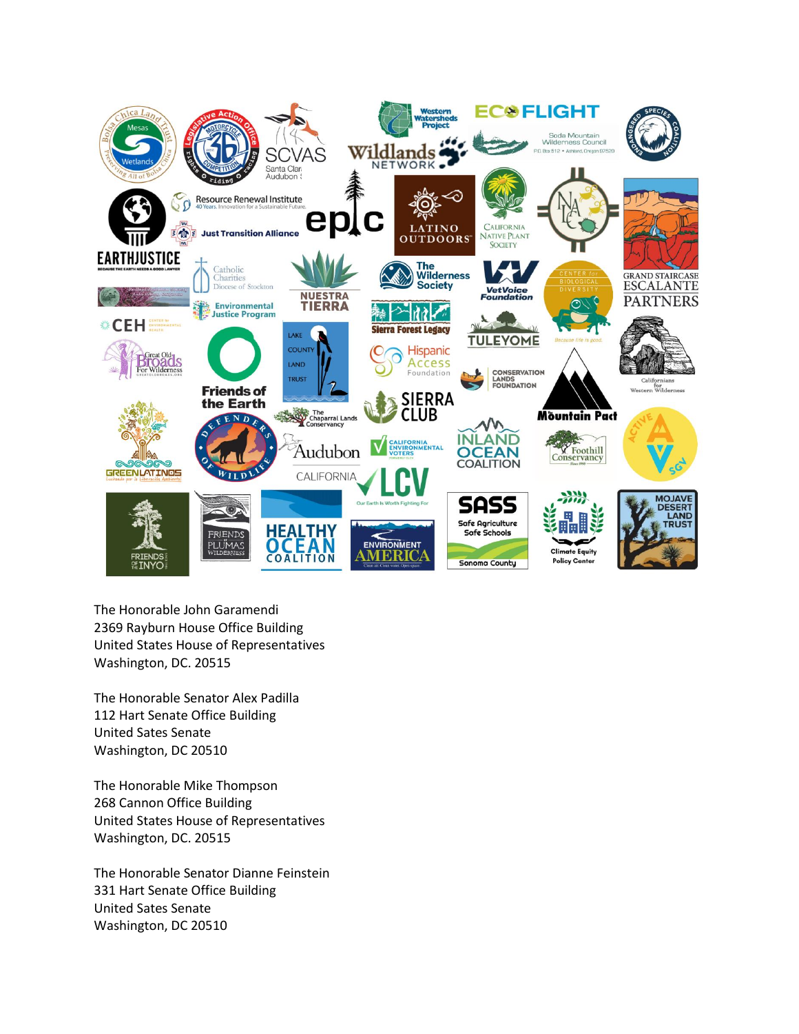The Honorable John Garamendi
2369 Rayburn House Office Building
United States House of Representatives
Washington, DC. 20515

The Honorable Senator Alex Padilla
112 Hart Senate Office Building
United Sates Senate
Washington, DC 20510

The Honorable Mike Thompson
268 Cannon Office Building
United States House of Representatives
Washington, DC. 20515

The Honorable Senator Dianne Feinstein
331 Hart Senate Office Building
United Sates Senate
Washington, DC 20510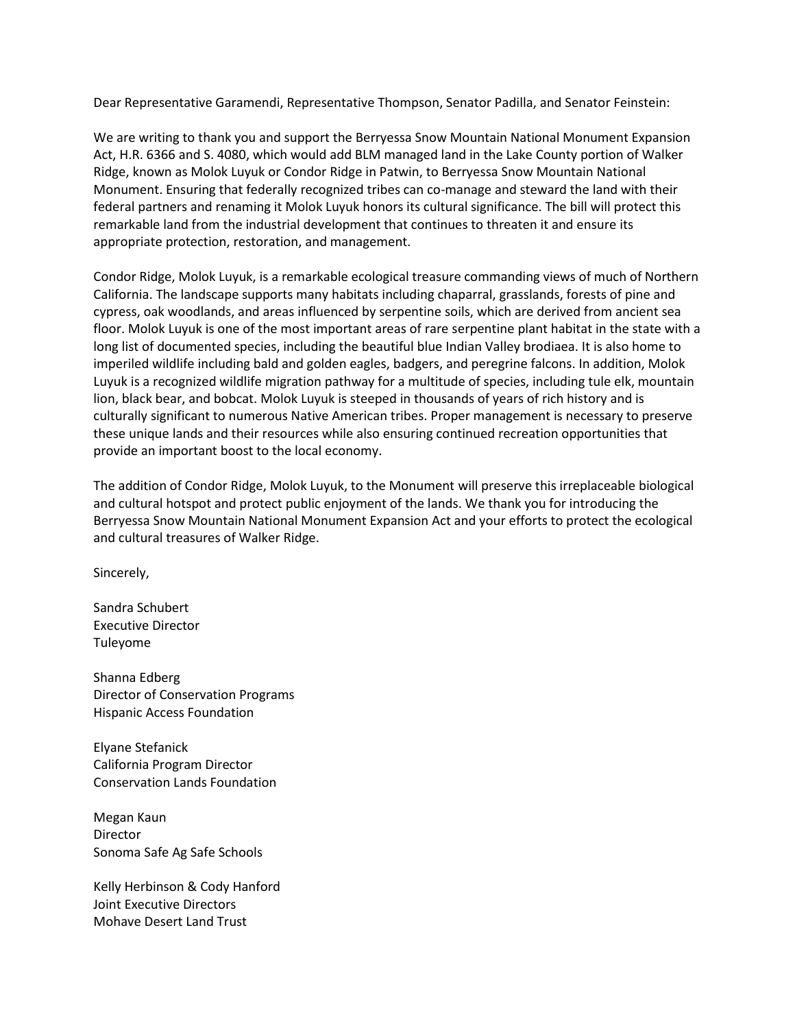Dear Representative Garamendi, Representative Thompson, Senator Padilla, and Senator Feinstein:

We are writing to thank you and support the Berryessa Snow Mountain National Monument Expansion Act, H.R. 6366 and S. 4080, which would add BLM managed land in the Lake County portion of Walker Ridge, known as Molok Luyuk or Condor Ridge in Patwin, to Berryessa Snow Mountain National Monument. Ensuring that federally recognized tribes can co-manage and steward the land with their federal partners and renaming it Molok Luyuk honors its cultural significance. The bill will protect this remarkable land from the industrial development that continues to threaten it and ensure its appropriate protection, restoration, and management.

Condor Ridge, Molok Luyuk, is a remarkable ecological treasure commanding views of much of Northern California. The landscape supports many habitats including chaparral, grasslands, forests of pine and cypress, oak woodlands, and areas influenced by serpentine soils, which are derived from ancient sea floor. Molok Luyuk is one of the most important areas of rare serpentine plant habitat in the state with a long list of documented species, including the beautiful blue Indian Valley brodiaea. It is also home to imperiled wildlife including bald and golden eagles, badgers, and peregrine falcons. In addition, Molok Luyuk is a recognized wildlife migration pathway for a multitude of species, including tule elk, mountain lion, black bear, and bobcat. Molok Luyuk is steeped in thousands of years of rich history and is culturally significant to numerous Native American tribes. Proper management is necessary to preserve these unique lands and their resources while also ensuring continued recreation opportunities that provide an important boost to the local economy.

The addition of Condor Ridge, Molok Luyuk, to the Monument will preserve this irreplaceable biological and cultural hotspot and protect public enjoyment of the lands. We thank you for introducing the Berryessa Snow Mountain National Monument Expansion Act and your efforts to protect the ecological and cultural treasures of Walker Ridge.

Sincerely,

Sandra Schubert
Executive Director
Tuleyome

Shanna Edberg
Director of Conservation Programs
Hispanic Access Foundation

Elyane Stefanick
California Program Director
Conservation Lands Foundation

Megan Kaun
Director
Sonoma Safe Ag Safe Schools

Kelly Herbinson & Cody Hanford
Joint Executive Directors
Mohave Desert Land Trust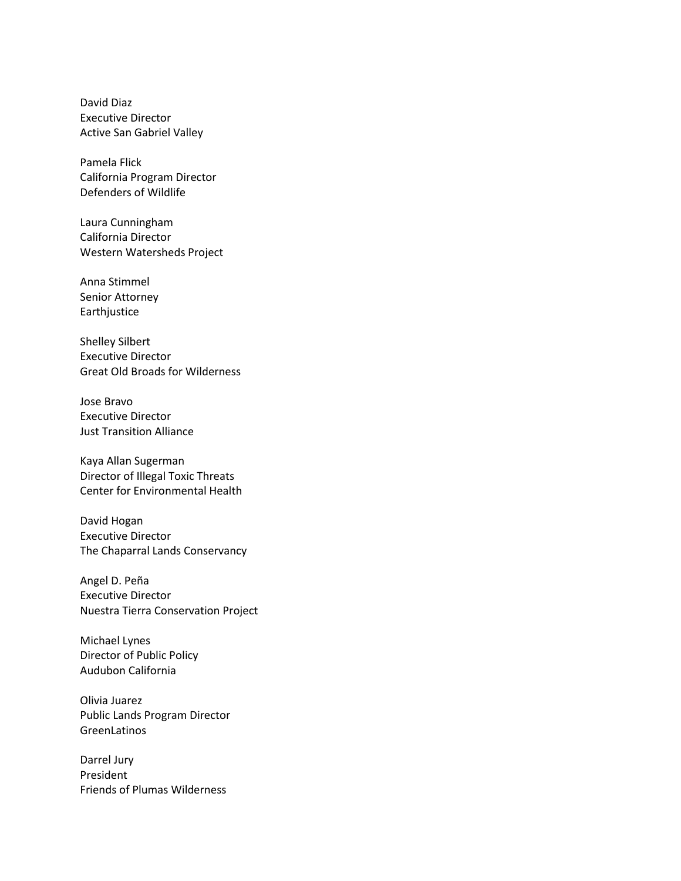David Diaz
Executive Director
Active San Gabriel Valley

Pamela Flick
California Program Director
Defenders of Wildlife

Laura Cunningham
California Director
Western Watersheds Project

Anna Stimmel
Senior Attorney
Earthjustice

Shelley Silbert
Executive Director
Great Old Broads for Wilderness

Jose Bravo
Executive Director
Just Transition Alliance

Kaya Allan Sugerman
Director of Illegal Toxic Threats
Center for Environmental Health

David Hogan
Executive Director
The Chaparral Lands Conservancy

Angel D. Peña
Executive Director
Nuestra Tierra Conservation Project

Michael Lynes
Director of Public Policy
Audubon California

Olivia Juarez
Public Lands Program Director
GreenLatinos

Darrel Jury
President
Friends of Plumas Wilderness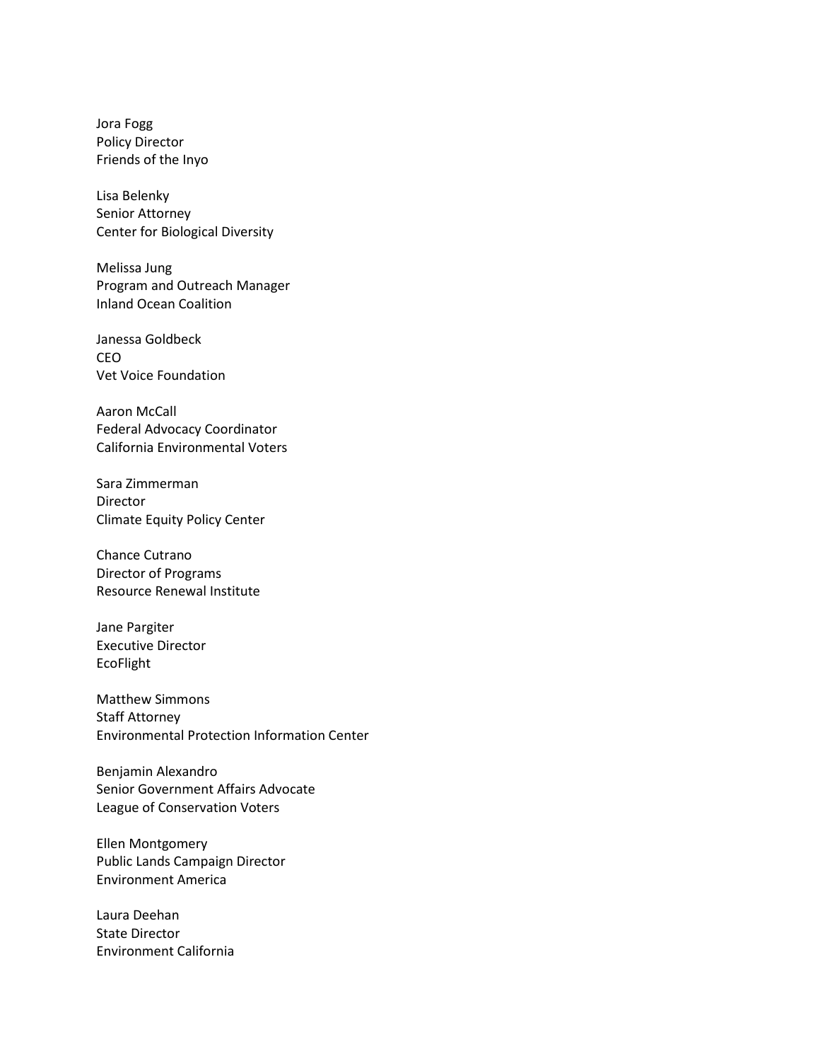Jora Fogg
Policy Director
Friends of the Inyo

Lisa Belenky
Senior Attorney
Center for Biological Diversity

Melissa Jung
Program and Outreach Manager
Inland Ocean Coalition

Janessa Goldbeck
CEO
Vet Voice Foundation

Aaron McCall
Federal Advocacy Coordinator
California Environmental Voters

Sara Zimmerman
Director
Climate Equity Policy Center

Chance Cutrano
Director of Programs
Resource Renewal Institute

Jane Pargiter
Executive Director
EcoFlight

Matthew Simmons
Staff Attorney
Environmental Protection Information Center

Benjamin Alexandro
Senior Government Affairs Advocate
League of Conservation Voters

Ellen Montgomery
Public Lands Campaign Director
Environment America

Laura Deehan
State Director
Environment California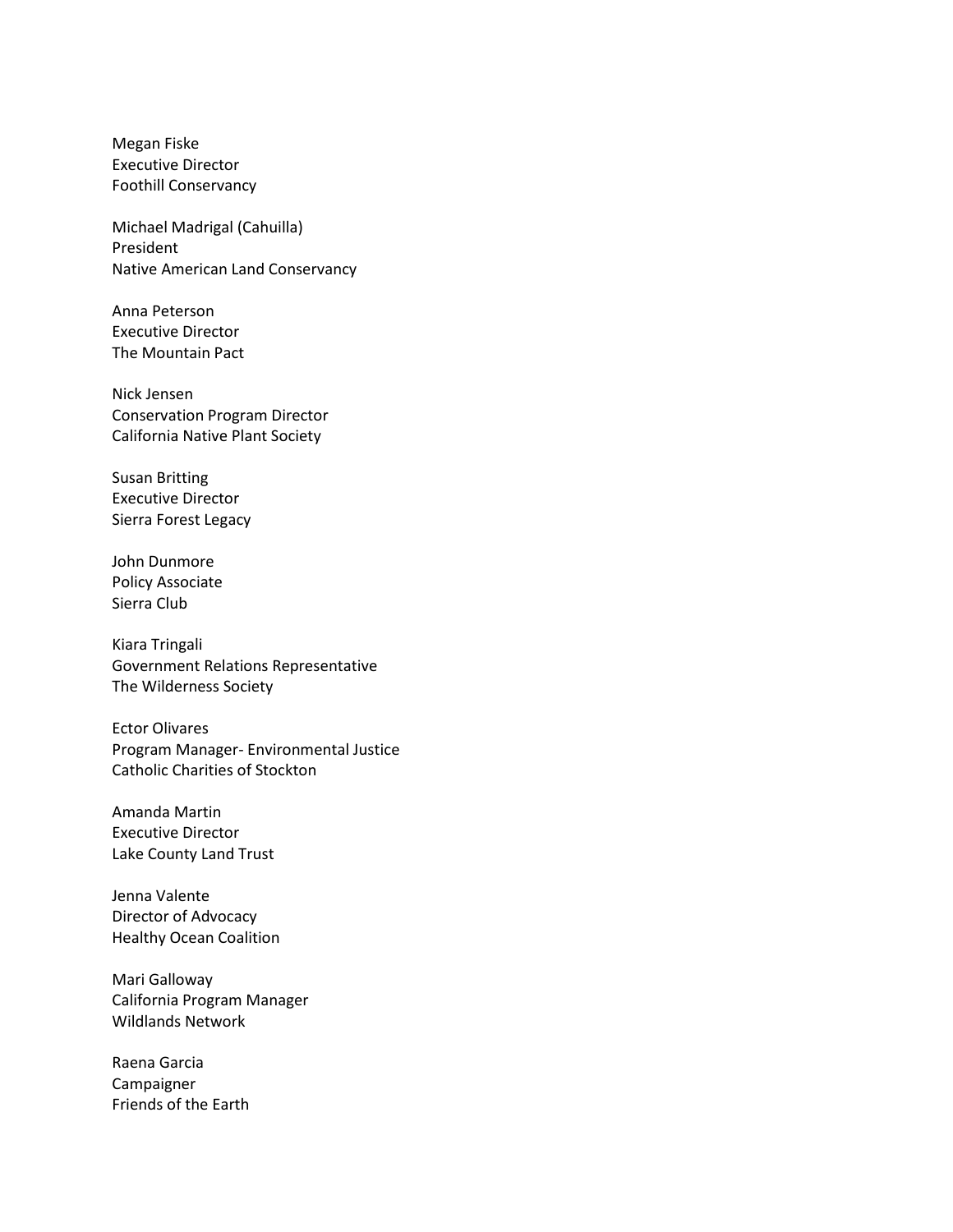Megan Fiske
Executive Director
Foothill Conservancy

Michael Madrigal (Cahuilla)
President
Native American Land Conservancy

Anna Peterson
Executive Director
The Mountain Pact

Nick Jensen
Conservation Program Director
California Native Plant Society

Susan Britting
Executive Director
Sierra Forest Legacy

John Dunmore
Policy Associate
Sierra Club

Kiara Tringali
Government Relations Representative
The Wilderness Society

Ector Olivares
Program Manager- Environmental Justice
Catholic Charities of Stockton

Amanda Martin
Executive Director
Lake County Land Trust

Jenna Valente
Director of Advocacy
Healthy Ocean Coalition

Mari Galloway
California Program Manager
Wildlands Network

Raena Garcia
Campaigner
Friends of the Earth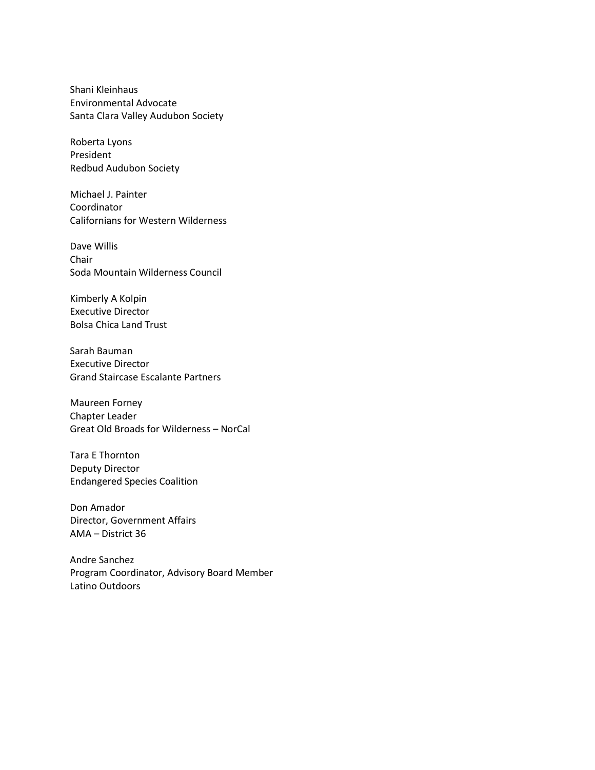Shani Kleinhaus
Environmental Advocate
Santa Clara Valley Audubon Society

Roberta Lyons
President
Redbud Audubon Society

Michael J. Painter
Coordinator
Californians for Western Wilderness

Dave Willis
Chair
Soda Mountain Wilderness Council

Kimberly A Kolpin
Executive Director
Bolsa Chica Land Trust

Sarah Bauman
Executive Director
Grand Staircase Escalante Partners

Maureen Forney
Chapter Leader
Great Old Broads for Wilderness – NorCal

Tara E Thornton
Deputy Director
Endangered Species Coalition

Don Amador
Director, Government Affairs
AMA – District 36

Andre Sanchez
Program Coordinator, Advisory Board Member
Latino Outdoors